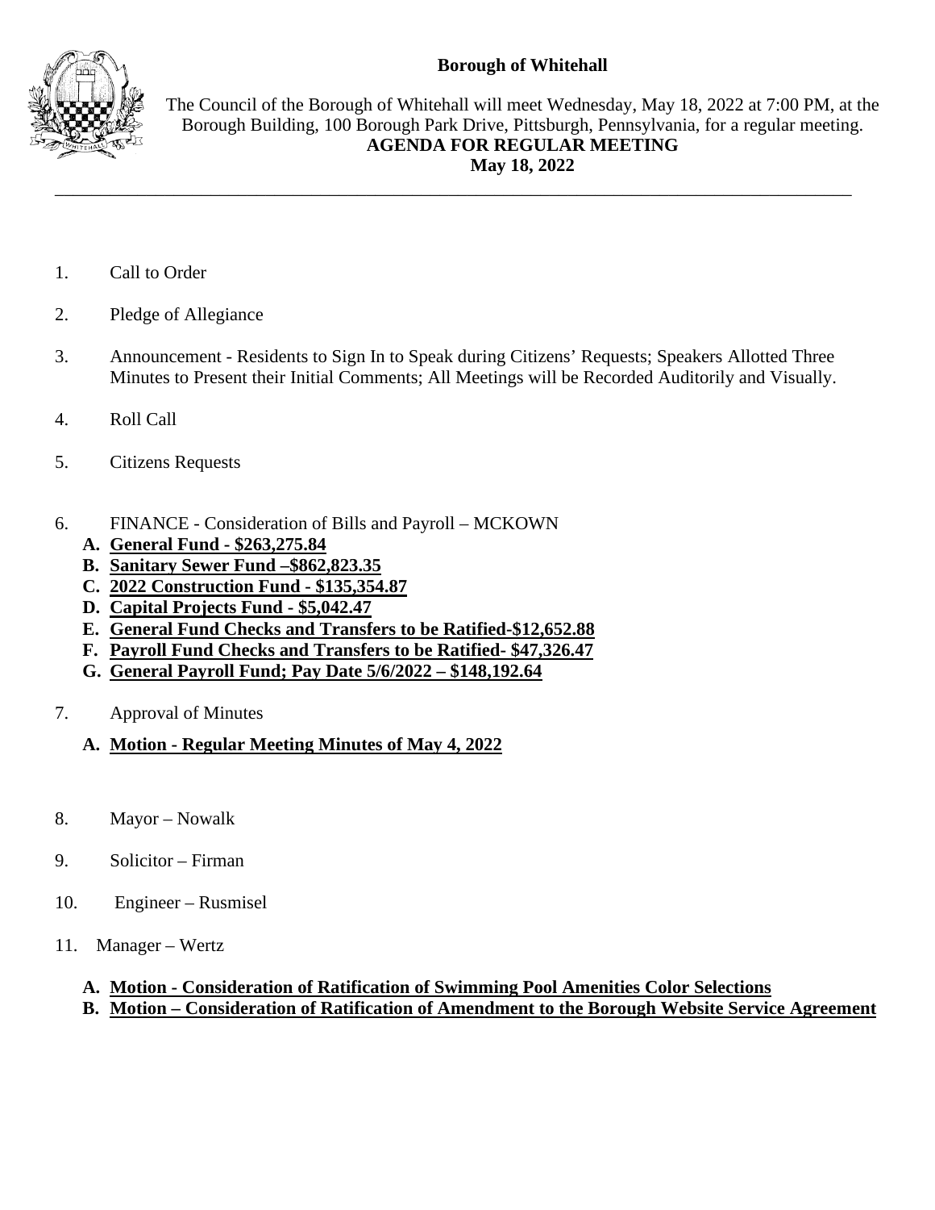**Borough of Whitehall**

The Council of the Borough of Whitehall will meet Wednesday, May 18, 2022 at 7:00 PM, at the Borough Building, 100 Borough Park Drive, Pittsburgh, Pennsylvania, for a regular meeting.

**AGENDA FOR REGULAR MEETING**
**May 18, 2022**

---

1. Call to Order

2. Pledge of Allegiance

3. Announcement - Residents to Sign In to Speak during Citizens' Requests; Speakers Allotted Three Minutes to Present their Initial Comments; All Meetings will be Recorded Auditorily and Visually.

4. Roll Call

5. Citizens Requests

6. FINANCE - Consideration of Bills and Payroll – MCKOWN
   - **A. General Fund - $263,275.84**
   - **B. Sanitary Sewer Fund –$862,823.35**
   - **C. 2022 Construction Fund - $135,354.87**
   - **D. Capital Projects Fund - $5,042.47**
   - **E. General Fund Checks and Transfers to be Ratified-$12,652.88**
   - **F. Payroll Fund Checks and Transfers to be Ratified- $47,326.47**
   - **G. General Payroll Fund; Pay Date 5/6/2022 – $148,192.64**

7. Approval of Minutes
   - **A. Motion - Regular Meeting Minutes of May 4, 2022**

8. Mayor – Nowalk

9. Solicitor – Firman

10. Engineer – Rusmisel

11. Manager – Wertz
    - **A. Motion - Consideration of Ratification of Swimming Pool Amenities Color Selections**
    - **B. Motion – Consideration of Ratification of Amendment to the Borough Website Service Agreement**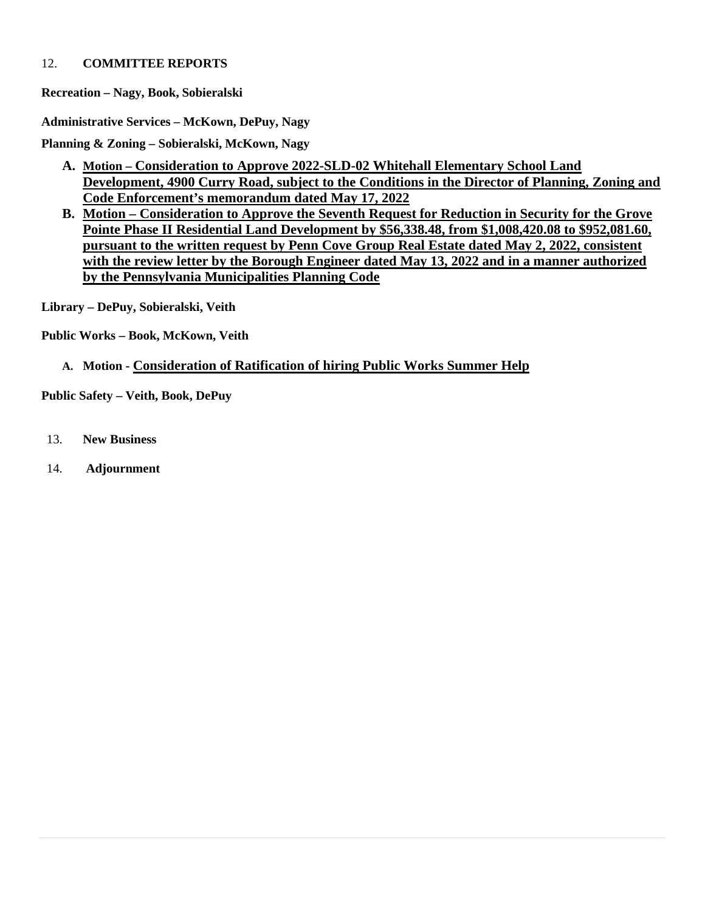12. **COMMITTEE REPORTS**

**Recreation – Nagy, Book, Sobieralski**

**Administrative Services – McKown, DePuy, Nagy**

**Planning & Zoning – Sobieralski, McKown, Nagy**

A. **Motion – Consideration to Approve 2022-SLD-02 Whitehall Elementary School Land Development, 4900 Curry Road, subject to the Conditions in the Director of Planning, Zoning and Code Enforcement's memorandum dated May 17, 2022**
B. **Motion – Consideration to Approve the Seventh Request for Reduction in Security for the Grove Pointe Phase II Residential Land Development by $56,338.48, from $1,008,420.08 to $952,081.60, pursuant to the written request by Penn Cove Group Real Estate dated May 2, 2022, consistent with the review letter by the Borough Engineer dated May 13, 2022 and in a manner authorized by the Pennsylvania Municipalities Planning Code**

**Library – DePuy, Sobieralski, Veith**

**Public Works – Book, McKown, Veith**

A. **Motion - Consideration of Ratification of hiring Public Works Summer Help**

**Public Safety – Veith, Book, DePuy**

13. **New Business**

14. **Adjournment**